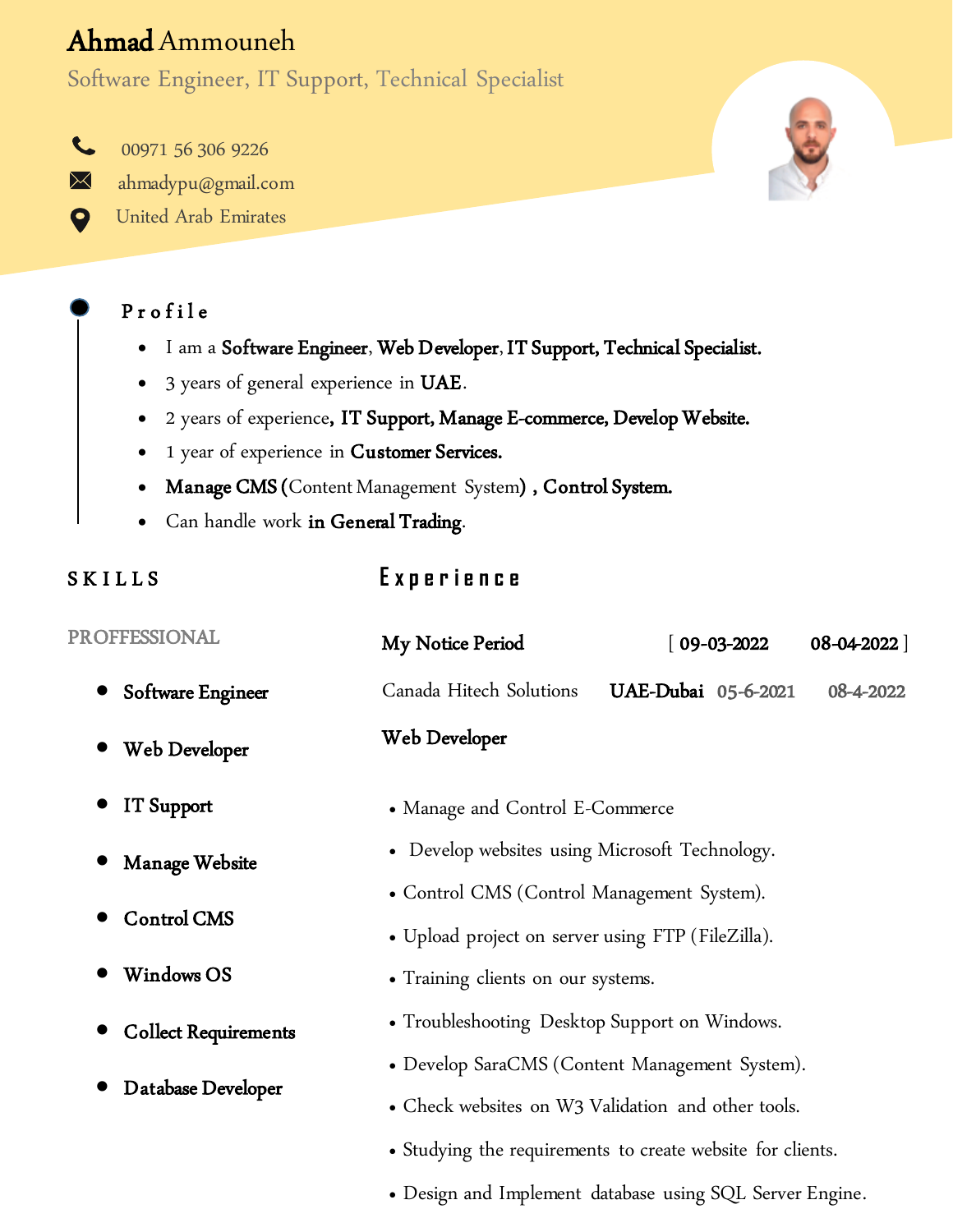# Ahmad Ammouneh

Software Engineer, IT Support, Technical Specialist

00971 56 306 9226

ahmadypu@gmail.com

United Arab Emirates

## Profile

- I am a **Software Engineer**, **Web Developer**, **IT Support, Technical Specialist.**
- 3 years of general experience in **UAE**.
- 2 years of experience**, IT Support, Manage E-commerce, Develop Website.**
- 1 year of experience in **Customer Services.**
- **Manage CMS (**Content Management System**) , Control System.**
- Can handle work **in General Trading**.

## SKILLS

### PROFFESSIONAL

- **Software Engineer**
- **Web Developer**
- **IT Support**
- **Manage Website**
- **Control CMS**
- **Windows OS**
- **Collect Requirements**
- **Database Developer**

## Experience

**My Notice Period** [ **09-03-2022** **08-04-2022** ]

Canada Hitech Solutions **UAE-Dubai** 05-6-2021 08-4-2022

**Web Developer**

- Manage and Control E-Commerce
- Develop websites using Microsoft Technology.
- Control CMS (Control Management System).
- Upload project on server using FTP (FileZilla).
- Training clients on our systems.
- Troubleshooting Desktop Support on Windows.
- Develop SaraCMS (Content Management System).
- Check websites on W3 Validation and other tools.
- Studying the requirements to create website for clients.
- Design and Implement database using SQL Server Engine.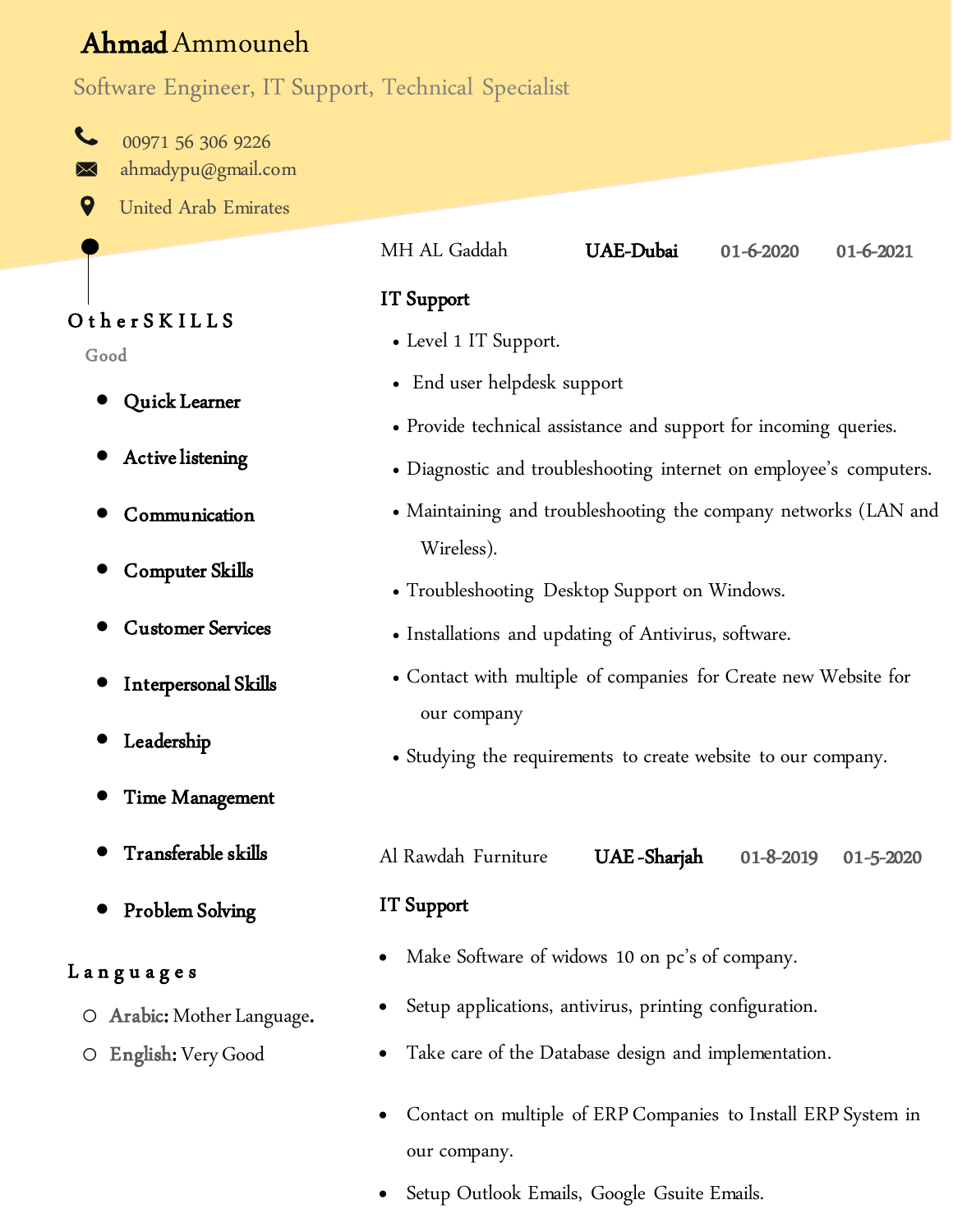# Ahmad Ammouneh

Software Engineer, IT Support, Technical Specialist

00971 56 306 9226

ahmadypu@gmail.com

United Arab Emirates

## Other SKILLS

Good

- **Quick Learner**
- **Active listening**
- **Communication**
- **Computer Skills**
- **Customer Services**
- **Interpersonal Skills**
- **Leadership**
- **Time Management**
- **Transferable skills**
- **Problem Solving**

## Languages

- **Arabic:** Mother Language.
- **English:** Very Good

MH AL Gaddah **UAE-Dubai** **01-6-2020** **01-6-2021**

**IT Support**

- Level 1 IT Support.
- End user helpdesk support
- Provide technical assistance and support for incoming queries.
- Diagnostic and troubleshooting internet on employee's computers.
- Maintaining and troubleshooting the company networks (LAN and Wireless).
- Troubleshooting Desktop Support on Windows.
- Installations and updating of Antivirus, software.
- Contact with multiple of companies for Create new Website for our company
- Studying the requirements to create website to our company.

Al Rawdah Furniture **UAE -Sharjah** **01-8-2019** **01-5-2020**

**IT Support**

- Make Software of widows 10 on pc's of company.
- Setup applications, antivirus, printing configuration.
- Take care of the Database design and implementation.
- Contact on multiple of ERP Companies to Install ERP System in our company.
- Setup Outlook Emails, Google Gsuite Emails.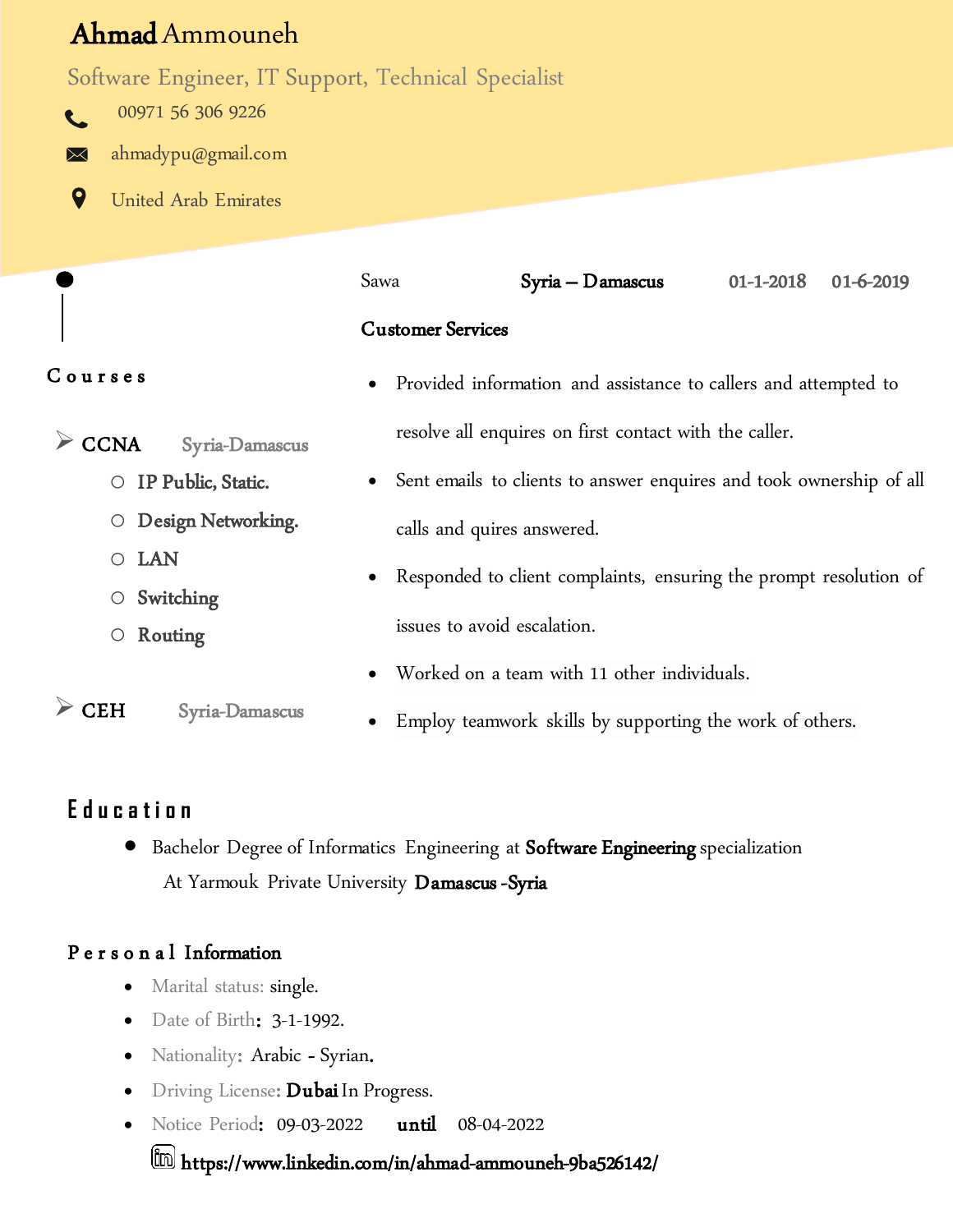# Ahmad Ammouneh

Software Engineer, IT Support, Technical Specialist

00971 56 306 9226

ahmadypu@gmail.com

United Arab Emirates

Sawa **Syria – Damascus** 01-1-2018 01-6-2019

**Customer Services**

- Provided information and assistance to callers and attempted to resolve all enquires on first contact with the caller.
- Sent emails to clients to answer enquires and took ownership of all calls and quires answered.
- Responded to client complaints, ensuring the prompt resolution of issues to avoid escalation.
- Worked on a team with 11 other individuals.
- Employ teamwork skills by supporting the work of others.

## Courses

- **CCNA** Syria-Damascus
  - IP Public, Static.
  - Design Networking.
  - LAN
  - Switching
  - Routing
- **CEH** Syria-Damascus

## Education

- Bachelor Degree of Informatics Engineering at **Software Engineering** specialization
  At Yarmouk Private University **Damascus -Syria**

## Personal Information

- Marital status: single.
- Date of Birth: 3-1-1992.
- Nationality: Arabic - Syrian.
- Driving License: **Dubai** In Progress.
- Notice Period: 09-03-2022 **until** 08-04-2022

**https://www.linkedin.com/in/ahmad-ammouneh-9ba526142/**